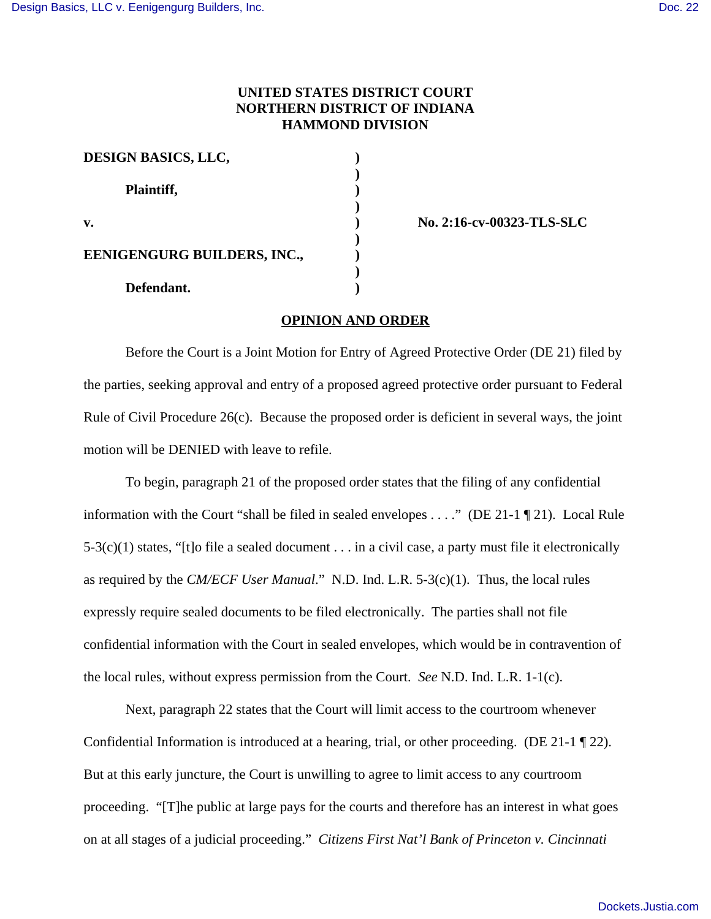**UNITED STATES DISTRICT COURT**
**NORTHERN DISTRICT OF INDIANA**
**HAMMOND DIVISION**

| | | |
|---|---|---|
| **DESIGN BASICS, LLC,** | ) | |
| | ) | |
| **Plaintiff,** | ) | |
| | ) | |
| **v.** | ) | **No. 2:16-cv-00323-TLS-SLC** |
| | ) | |
| **EENIGENGURG BUILDERS, INC.,** | ) | |
| | ) | |
| **Defendant.** | ) | |

**OPINION AND ORDER**

Before the Court is a Joint Motion for Entry of Agreed Protective Order (DE 21) filed by the parties, seeking approval and entry of a proposed agreed protective order pursuant to Federal Rule of Civil Procedure 26(c). Because the proposed order is deficient in several ways, the joint motion will be DENIED with leave to refile.

To begin, paragraph 21 of the proposed order states that the filing of any confidential information with the Court "shall be filed in sealed envelopes . . . ." (DE 21-1 ¶ 21). Local Rule 5-3(c)(1) states, "[t]o file a sealed document . . . in a civil case, a party must file it electronically as required by the *CM/ECF User Manual*." N.D. Ind. L.R. 5-3(c)(1). Thus, the local rules expressly require sealed documents to be filed electronically. The parties shall not file confidential information with the Court in sealed envelopes, which would be in contravention of the local rules, without express permission from the Court. *See* N.D. Ind. L.R. 1-1(c).

Next, paragraph 22 states that the Court will limit access to the courtroom whenever Confidential Information is introduced at a hearing, trial, or other proceeding. (DE 21-1 ¶ 22). But at this early juncture, the Court is unwilling to agree to limit access to any courtroom proceeding. "[T]he public at large pays for the courts and therefore has an interest in what goes on at all stages of a judicial proceeding." *Citizens First Nat'l Bank of Princeton v. Cincinnati*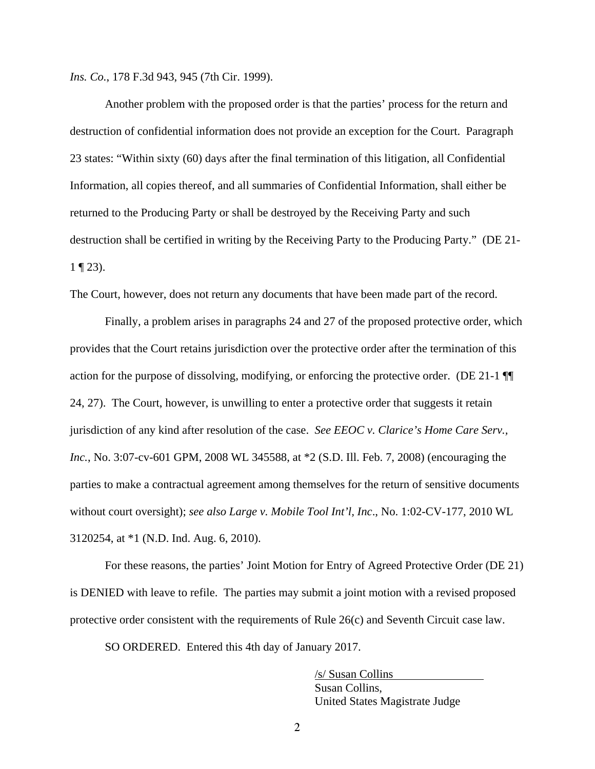*Ins. Co.*, 178 F.3d 943, 945 (7th Cir. 1999).

Another problem with the proposed order is that the parties' process for the return and destruction of confidential information does not provide an exception for the Court. Paragraph 23 states: "Within sixty (60) days after the final termination of this litigation, all Confidential Information, all copies thereof, and all summaries of Confidential Information, shall either be returned to the Producing Party or shall be destroyed by the Receiving Party and such destruction shall be certified in writing by the Receiving Party to the Producing Party." (DE 21-1 ¶ 23).

The Court, however, does not return any documents that have been made part of the record.

Finally, a problem arises in paragraphs 24 and 27 of the proposed protective order, which provides that the Court retains jurisdiction over the protective order after the termination of this action for the purpose of dissolving, modifying, or enforcing the protective order. (DE 21-1 ¶¶ 24, 27). The Court, however, is unwilling to enter a protective order that suggests it retain jurisdiction of any kind after resolution of the case. *See EEOC v. Clarice's Home Care Serv., Inc.*, No. 3:07-cv-601 GPM, 2008 WL 345588, at *2 (S.D. Ill. Feb. 7, 2008) (encouraging the parties to make a contractual agreement among themselves for the return of sensitive documents without court oversight); *see also Large v. Mobile Tool Int'l, Inc*., No. 1:02-CV-177, 2010 WL 3120254, at *1 (N.D. Ind. Aug. 6, 2010).

For these reasons, the parties' Joint Motion for Entry of Agreed Protective Order (DE 21) is DENIED with leave to refile. The parties may submit a joint motion with a revised proposed protective order consistent with the requirements of Rule 26(c) and Seventh Circuit case law.

SO ORDERED. Entered this 4th day of January 2017.

/s/ Susan Collins
Susan Collins,
United States Magistrate Judge